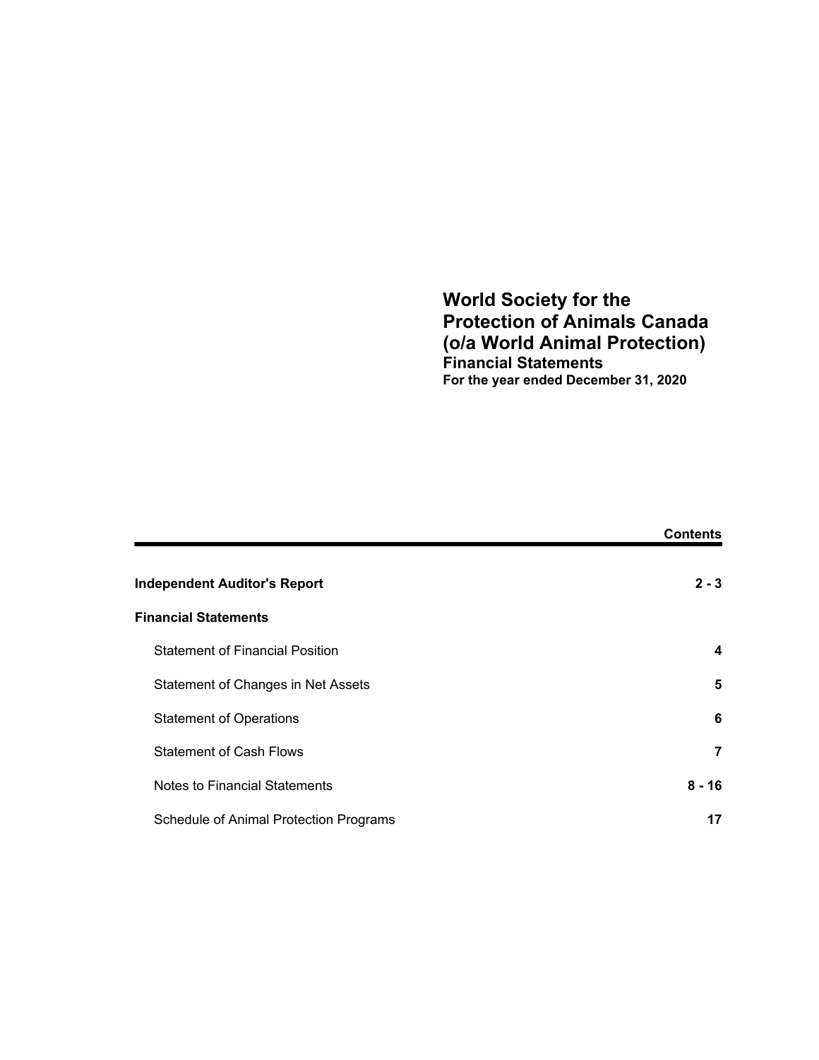# World Society for the Protection of Animals Canada (o/a World Animal Protection)

## Financial Statements

**For the year ended December 31, 2020**

| | **Contents** |
|---|---|
| **Independent Auditor's Report** | **2 - 3** |
| **Financial Statements** | |
| Statement of Financial Position | **4** |
| Statement of Changes in Net Assets | **5** |
| Statement of Operations | **6** |
| Statement of Cash Flows | **7** |
| Notes to Financial Statements | **8 - 16** |
| Schedule of Animal Protection Programs | **17** |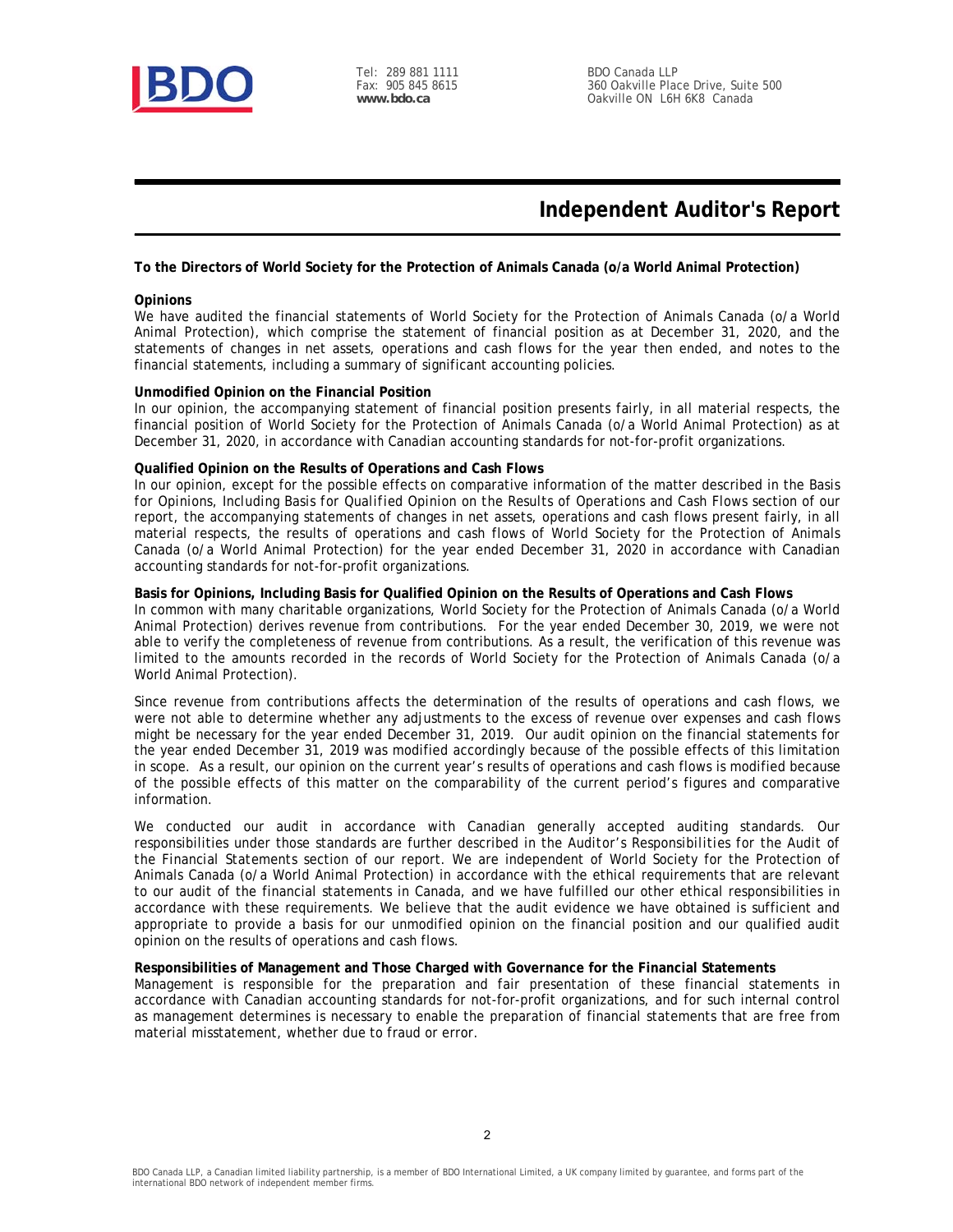Tel: 289 881 1111
Fax: 905 845 8615
**www.bdo.ca**

BDO Canada LLP
360 Oakville Place Drive, Suite 500
Oakville ON L6H 6K8 Canada

# Independent Auditor's Report

**To the Directors of World Society for the Protection of Animals Canada (o/a World Animal Protection)**

**Opinions**
We have audited the financial statements of World Society for the Protection of Animals Canada (o/a World Animal Protection), which comprise the statement of financial position as at December 31, 2020, and the statements of changes in net assets, operations and cash flows for the year then ended, and notes to the financial statements, including a summary of significant accounting policies.

**Unmodified Opinion on the Financial Position**
In our opinion, the accompanying statement of financial position presents fairly, in all material respects, the financial position of World Society for the Protection of Animals Canada (o/a World Animal Protection) as at December 31, 2020, in accordance with Canadian accounting standards for not-for-profit organizations.

**Qualified Opinion on the Results of Operations and Cash Flows**
In our opinion, except for the possible effects on comparative information of the matter described in the *Basis for Opinions, Including Basis for Qualified Opinion on the Results of Operations and Cash Flows* section of our report, the accompanying statements of changes in net assets, operations and cash flows present fairly, in all material respects, the results of operations and cash flows of World Society for the Protection of Animals Canada (o/a World Animal Protection) for the year ended December 31, 2020 in accordance with Canadian accounting standards for not-for-profit organizations.

**Basis for Opinions, Including Basis for Qualified Opinion on the Results of Operations and Cash Flows**
In common with many charitable organizations, World Society for the Protection of Animals Canada (o/a World Animal Protection) derives revenue from contributions. For the year ended December 30, 2019, we were not able to verify the completeness of revenue from contributions. As a result, the verification of this revenue was limited to the amounts recorded in the records of World Society for the Protection of Animals Canada (o/a World Animal Protection).

Since revenue from contributions affects the determination of the results of operations and cash flows, we were not able to determine whether any adjustments to the excess of revenue over expenses and cash flows might be necessary for the year ended December 31, 2019. Our audit opinion on the financial statements for the year ended December 31, 2019 was modified accordingly because of the possible effects of this limitation in scope. As a result, our opinion on the current year's results of operations and cash flows is modified because of the possible effects of this matter on the comparability of the current period's figures and comparative information.

We conducted our audit in accordance with Canadian generally accepted auditing standards. Our responsibilities under those standards are further described in the *Auditor's Responsibilities for the Audit of the Financial Statements* section of our report. We are independent of World Society for the Protection of Animals Canada (o/a World Animal Protection) in accordance with the ethical requirements that are relevant to our audit of the financial statements in Canada, and we have fulfilled our other ethical responsibilities in accordance with these requirements. We believe that the audit evidence we have obtained is sufficient and appropriate to provide a basis for our unmodified opinion on the financial position and our qualified audit opinion on the results of operations and cash flows.

**Responsibilities of Management and Those Charged with Governance for the Financial Statements**
Management is responsible for the preparation and fair presentation of these financial statements in accordance with Canadian accounting standards for not-for-profit organizations, and for such internal control as management determines is necessary to enable the preparation of financial statements that are free from material misstatement, whether due to fraud or error.

BDO Canada LLP, a Canadian limited liability partnership, is a member of BDO International Limited, a UK company limited by guarantee, and forms part of the international BDO network of independent member firms.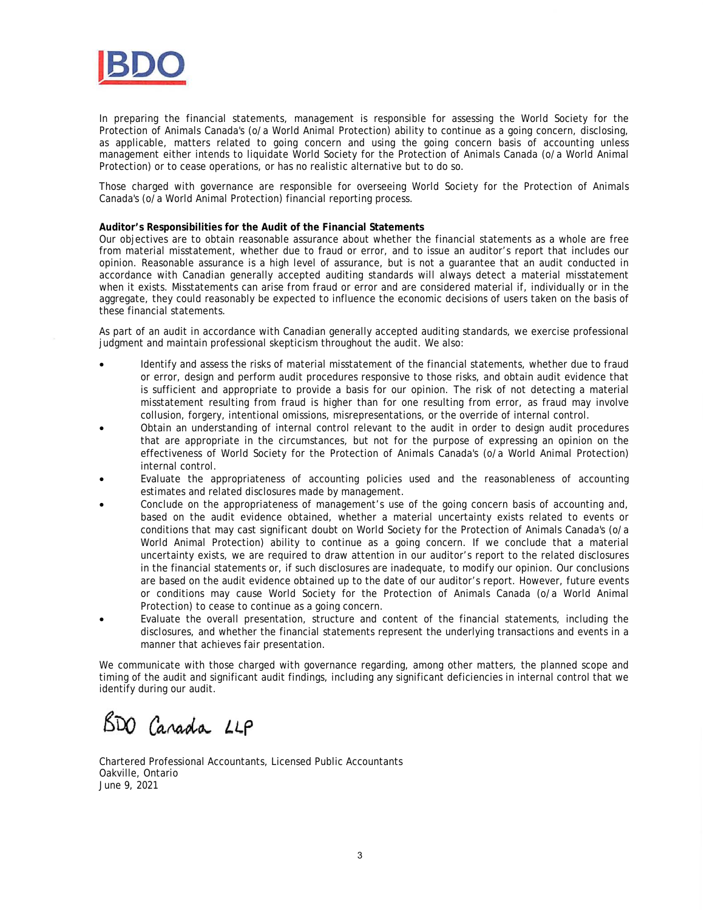In preparing the financial statements, management is responsible for assessing the World Society for the Protection of Animals Canada's (o/a World Animal Protection) ability to continue as a going concern, disclosing, as applicable, matters related to going concern and using the going concern basis of accounting unless management either intends to liquidate World Society for the Protection of Animals Canada (o/a World Animal Protection) or to cease operations, or has no realistic alternative but to do so.

Those charged with governance are responsible for overseeing World Society for the Protection of Animals Canada's (o/a World Animal Protection) financial reporting process.

**Auditor's Responsibilities for the Audit of the Financial Statements**

Our objectives are to obtain reasonable assurance about whether the financial statements as a whole are free from material misstatement, whether due to fraud or error, and to issue an auditor's report that includes our opinion. Reasonable assurance is a high level of assurance, but is not a guarantee that an audit conducted in accordance with Canadian generally accepted auditing standards will always detect a material misstatement when it exists. Misstatements can arise from fraud or error and are considered material if, individually or in the aggregate, they could reasonably be expected to influence the economic decisions of users taken on the basis of these financial statements.

As part of an audit in accordance with Canadian generally accepted auditing standards, we exercise professional judgment and maintain professional skepticism throughout the audit. We also:

- Identify and assess the risks of material misstatement of the financial statements, whether due to fraud or error, design and perform audit procedures responsive to those risks, and obtain audit evidence that is sufficient and appropriate to provide a basis for our opinion. The risk of not detecting a material misstatement resulting from fraud is higher than for one resulting from error, as fraud may involve collusion, forgery, intentional omissions, misrepresentations, or the override of internal control.
- Obtain an understanding of internal control relevant to the audit in order to design audit procedures that are appropriate in the circumstances, but not for the purpose of expressing an opinion on the effectiveness of World Society for the Protection of Animals Canada's (o/a World Animal Protection) internal control.
- Evaluate the appropriateness of accounting policies used and the reasonableness of accounting estimates and related disclosures made by management.
- Conclude on the appropriateness of management's use of the going concern basis of accounting and, based on the audit evidence obtained, whether a material uncertainty exists related to events or conditions that may cast significant doubt on World Society for the Protection of Animals Canada's (o/a World Animal Protection) ability to continue as a going concern. If we conclude that a material uncertainty exists, we are required to draw attention in our auditor's report to the related disclosures in the financial statements or, if such disclosures are inadequate, to modify our opinion. Our conclusions are based on the audit evidence obtained up to the date of our auditor's report. However, future events or conditions may cause World Society for the Protection of Animals Canada (o/a World Animal Protection) to cease to continue as a going concern.
- Evaluate the overall presentation, structure and content of the financial statements, including the disclosures, and whether the financial statements represent the underlying transactions and events in a manner that achieves fair presentation.

We communicate with those charged with governance regarding, among other matters, the planned scope and timing of the audit and significant audit findings, including any significant deficiencies in internal control that we identify during our audit.

BDO Canada LLP

Chartered Professional Accountants, Licensed Public Accountants
Oakville, Ontario
June 9, 2021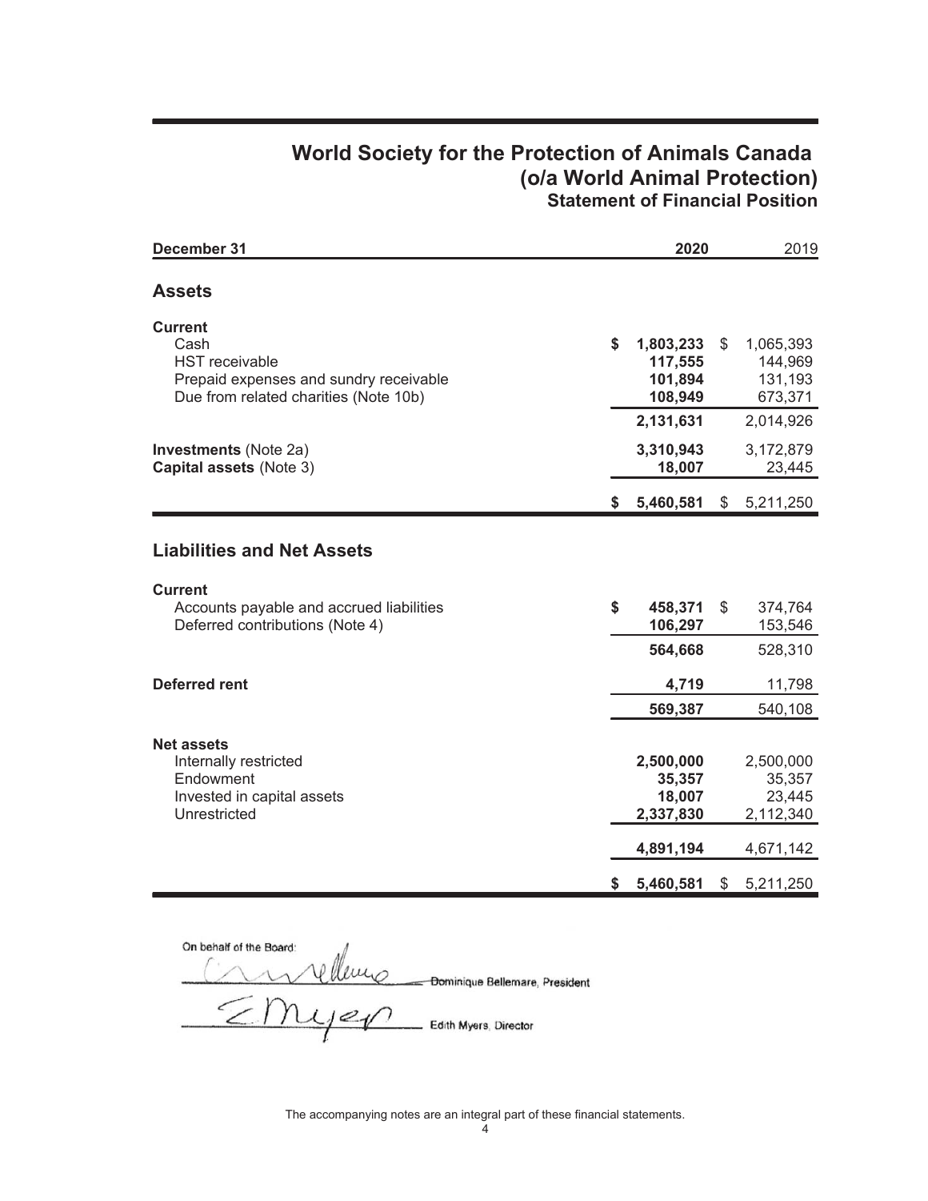# World Society for the Protection of Animals Canada
## (o/a World Animal Protection)
### Statement of Financial Position

| December 31 | 2020 | 2019 |
|---|---|---|
| **Assets** | | |
| **Current** | | |
| Cash | $ 1,803,233 | $ 1,065,393 |
| HST receivable | 117,555 | 144,969 |
| Prepaid expenses and sundry receivable | 101,894 | 131,193 |
| Due from related charities (Note 10b) | 108,949 | 673,371 |
| | 2,131,631 | 2,014,926 |
| **Investments** (Note 2a) | 3,310,943 | 3,172,879 |
| **Capital assets** (Note 3) | 18,007 | 23,445 |
| | $ 5,460,581 | $ 5,211,250 |
| **Liabilities and Net Assets** | | |
| **Current** | | |
| Accounts payable and accrued liabilities | $ 458,371 | $ 374,764 |
| Deferred contributions (Note 4) | 106,297 | 153,546 |
| | 564,668 | 528,310 |
| **Deferred rent** | 4,719 | 11,798 |
| | 569,387 | 540,108 |
| **Net assets** | | |
| Internally restricted | 2,500,000 | 2,500,000 |
| Endowment | 35,357 | 35,357 |
| Invested in capital assets | 18,007 | 23,445 |
| Unrestricted | 2,337,830 | 2,112,340 |
| | 4,891,194 | 4,671,142 |
| | $ 5,460,581 | $ 5,211,250 |

On behalf of the Board:

Dominique Bellemare, President

Edith Myers, Director

The accompanying notes are an integral part of these financial statements.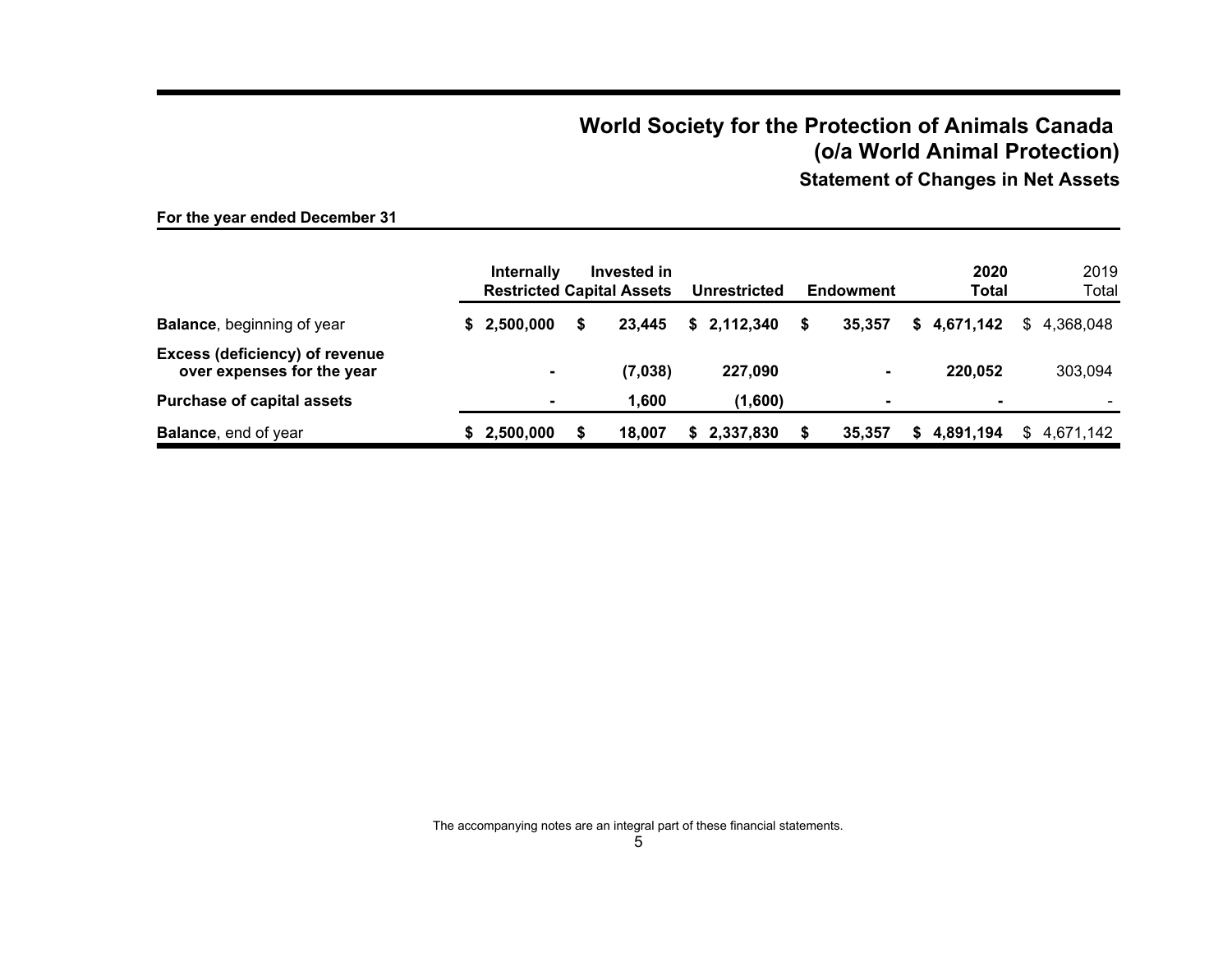# World Society for the Protection of Animals Canada (o/a World Animal Protection)

## Statement of Changes in Net Assets

**For the year ended December 31**

| | Internally Restricted | Invested in Capital Assets | Unrestricted | Endowment | 2020 Total | 2019 Total |
|---|---|---|---|---|---|---|
| **Balance**, beginning of year | $ 2,500,000 | $ 23,445 | $ 2,112,340 | $ 35,357 | $ 4,671,142 | $ 4,368,048 |
| **Excess (deficiency) of revenue over expenses for the year** | - | (7,038) | 227,090 | - | 220,052 | 303,094 |
| **Purchase of capital assets** | - | 1,600 | (1,600) | - | - | - |
| **Balance**, end of year | $ 2,500,000 | $ 18,007 | $ 2,337,830 | $ 35,357 | $ 4,891,194 | $ 4,671,142 |

The accompanying notes are an integral part of these financial statements.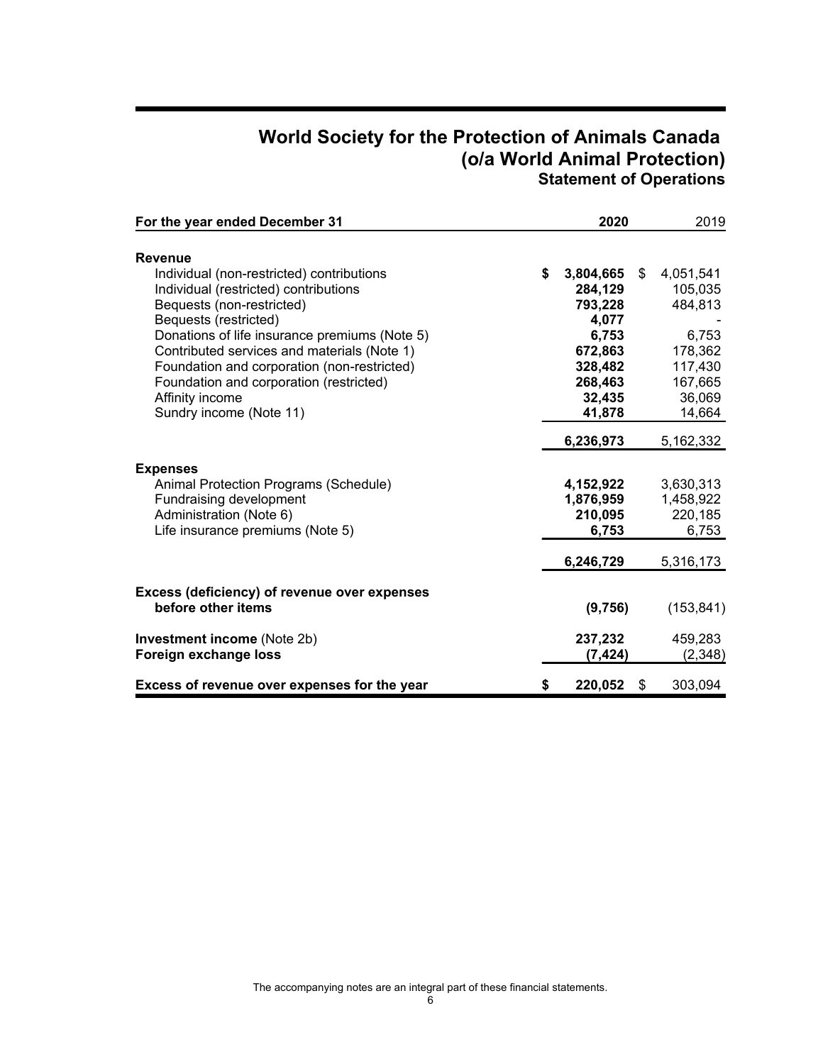# World Society for the Protection of Animals Canada
# (o/a World Animal Protection)
## Statement of Operations

| For the year ended December 31 | 2020 | 2019 |
|---|---|---|
| **Revenue** | | |
| Individual (non-restricted) contributions | **$ 3,804,665** | $ 4,051,541 |
| Individual (restricted) contributions | **284,129** | 105,035 |
| Bequests (non-restricted) | **793,228** | 484,813 |
| Bequests (restricted) | **4,077** | - |
| Donations of life insurance premiums (Note 5) | **6,753** | 6,753 |
| Contributed services and materials (Note 1) | **672,863** | 178,362 |
| Foundation and corporation (non-restricted) | **328,482** | 117,430 |
| Foundation and corporation (restricted) | **268,463** | 167,665 |
| Affinity income | **32,435** | 36,069 |
| Sundry income (Note 11) | **41,878** | 14,664 |
| | **6,236,973** | 5,162,332 |
| **Expenses** | | |
| Animal Protection Programs (Schedule) | **4,152,922** | 3,630,313 |
| Fundraising development | **1,876,959** | 1,458,922 |
| Administration (Note 6) | **210,095** | 220,185 |
| Life insurance premiums (Note 5) | **6,753** | 6,753 |
| | **6,246,729** | 5,316,173 |
| **Excess (deficiency) of revenue over expenses before other items** | **(9,756)** | (153,841) |
| **Investment income** (Note 2b) | **237,232** | 459,283 |
| **Foreign exchange loss** | **(7,424)** | (2,348) |
| **Excess of revenue over expenses for the year** | **$ 220,052** | $ 303,094 |

The accompanying notes are an integral part of these financial statements.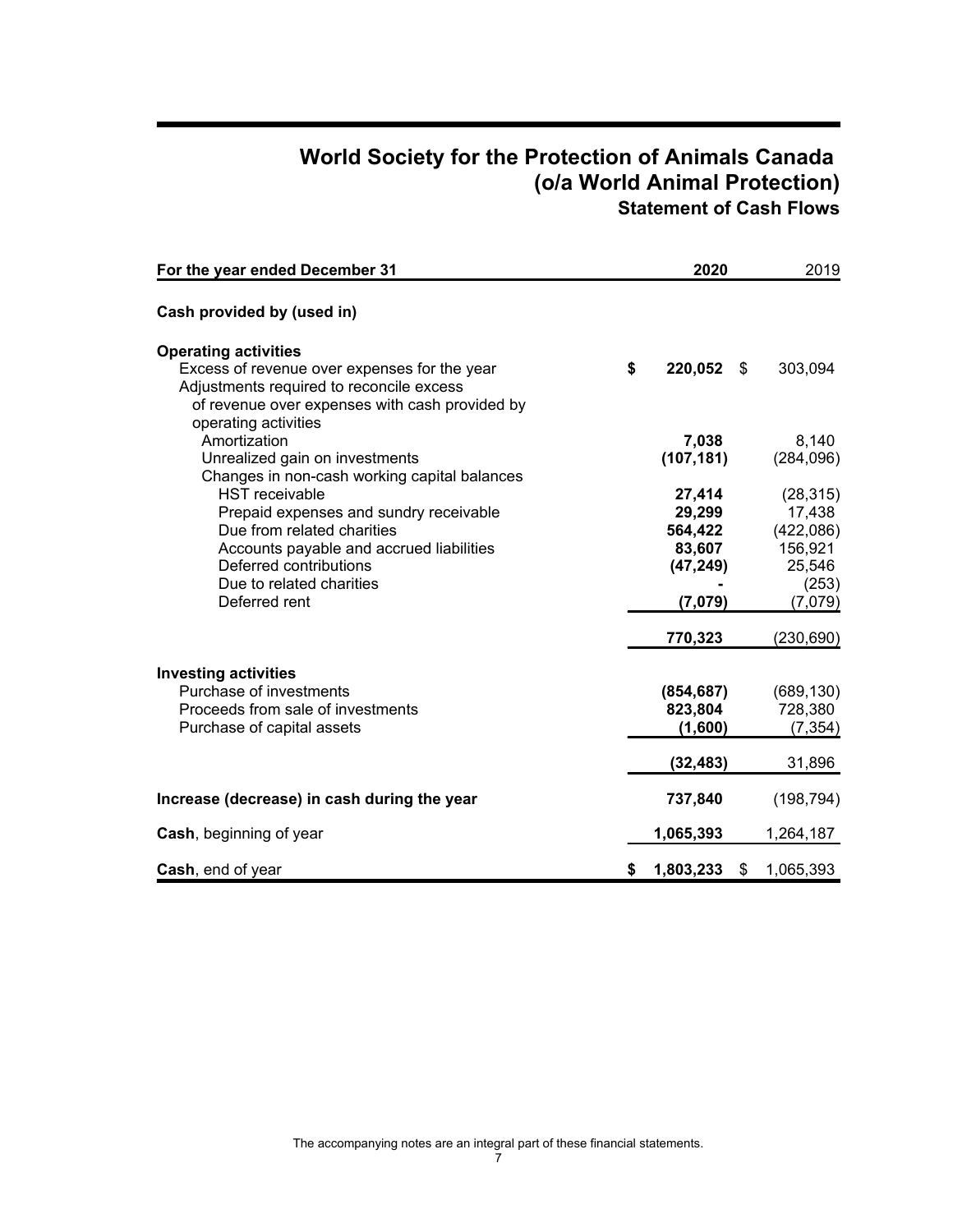# World Society for the Protection of Animals Canada
# (o/a World Animal Protection)
## Statement of Cash Flows

| For the year ended December 31 | 2020 | 2019 |
|---|---|---|
| **Cash provided by (used in)** | | |
| **Operating activities** | | |
| Excess of revenue over expenses for the year | **$ 220,052** | $ 303,094 |
| Adjustments required to reconcile excess of revenue over expenses with cash provided by operating activities | | |
| Amortization | **7,038** | 8,140 |
| Unrealized gain on investments | **(107,181)** | (284,096) |
| Changes in non-cash working capital balances | | |
| HST receivable | **27,414** | (28,315) |
| Prepaid expenses and sundry receivable | **29,299** | 17,438 |
| Due from related charities | **564,422** | (422,086) |
| Accounts payable and accrued liabilities | **83,607** | 156,921 |
| Deferred contributions | **(47,249)** | 25,546 |
| Due to related charities | **-** | (253) |
| Deferred rent | **(7,079)** | (7,079) |
| | **770,323** | (230,690) |
| **Investing activities** | | |
| Purchase of investments | **(854,687)** | (689,130) |
| Proceeds from sale of investments | **823,804** | 728,380 |
| Purchase of capital assets | **(1,600)** | (7,354) |
| | **(32,483)** | 31,896 |
| **Increase (decrease) in cash during the year** | **737,840** | (198,794) |
| **Cash**, beginning of year | **1,065,393** | 1,264,187 |
| **Cash**, end of year | **$ 1,803,233** | $ 1,065,393 |

The accompanying notes are an integral part of these financial statements.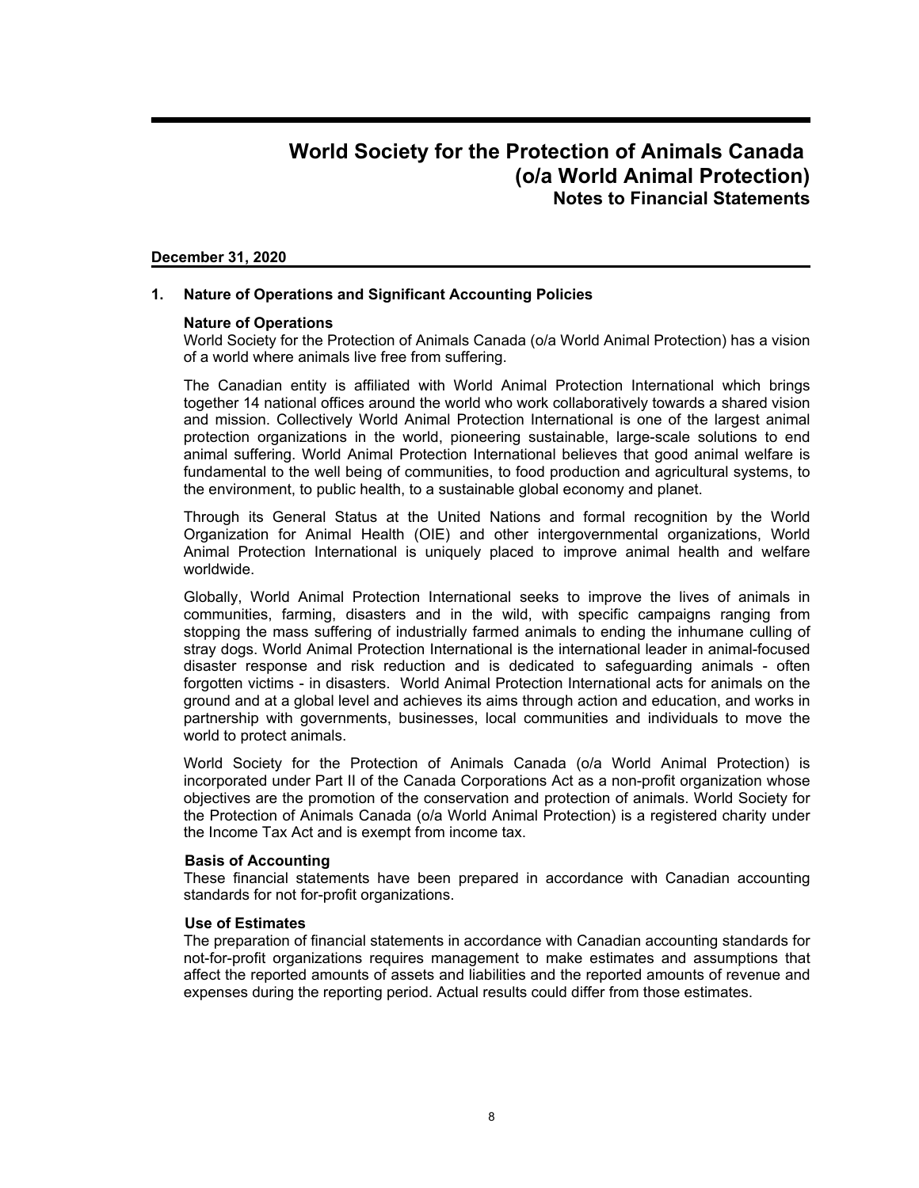# World Society for the Protection of Animals Canada (o/a World Animal Protection)

## Notes to Financial Statements

**December 31, 2020**

### 1. Nature of Operations and Significant Accounting Policies

**Nature of Operations**

World Society for the Protection of Animals Canada (o/a World Animal Protection) has a vision of a world where animals live free from suffering.

The Canadian entity is affiliated with World Animal Protection International which brings together 14 national offices around the world who work collaboratively towards a shared vision and mission. Collectively World Animal Protection International is one of the largest animal protection organizations in the world, pioneering sustainable, large-scale solutions to end animal suffering. World Animal Protection International believes that good animal welfare is fundamental to the well being of communities, to food production and agricultural systems, to the environment, to public health, to a sustainable global economy and planet.

Through its General Status at the United Nations and formal recognition by the World Organization for Animal Health (OIE) and other intergovernmental organizations, World Animal Protection International is uniquely placed to improve animal health and welfare worldwide.

Globally, World Animal Protection International seeks to improve the lives of animals in communities, farming, disasters and in the wild, with specific campaigns ranging from stopping the mass suffering of industrially farmed animals to ending the inhumane culling of stray dogs. World Animal Protection International is the international leader in animal-focused disaster response and risk reduction and is dedicated to safeguarding animals - often forgotten victims - in disasters. World Animal Protection International acts for animals on the ground and at a global level and achieves its aims through action and education, and works in partnership with governments, businesses, local communities and individuals to move the world to protect animals.

World Society for the Protection of Animals Canada (o/a World Animal Protection) is incorporated under Part II of the Canada Corporations Act as a non-profit organization whose objectives are the promotion of the conservation and protection of animals. World Society for the Protection of Animals Canada (o/a World Animal Protection) is a registered charity under the Income Tax Act and is exempt from income tax.

**Basis of Accounting**

These financial statements have been prepared in accordance with Canadian accounting standards for not for-profit organizations.

**Use of Estimates**

The preparation of financial statements in accordance with Canadian accounting standards for not-for-profit organizations requires management to make estimates and assumptions that affect the reported amounts of assets and liabilities and the reported amounts of revenue and expenses during the reporting period. Actual results could differ from those estimates.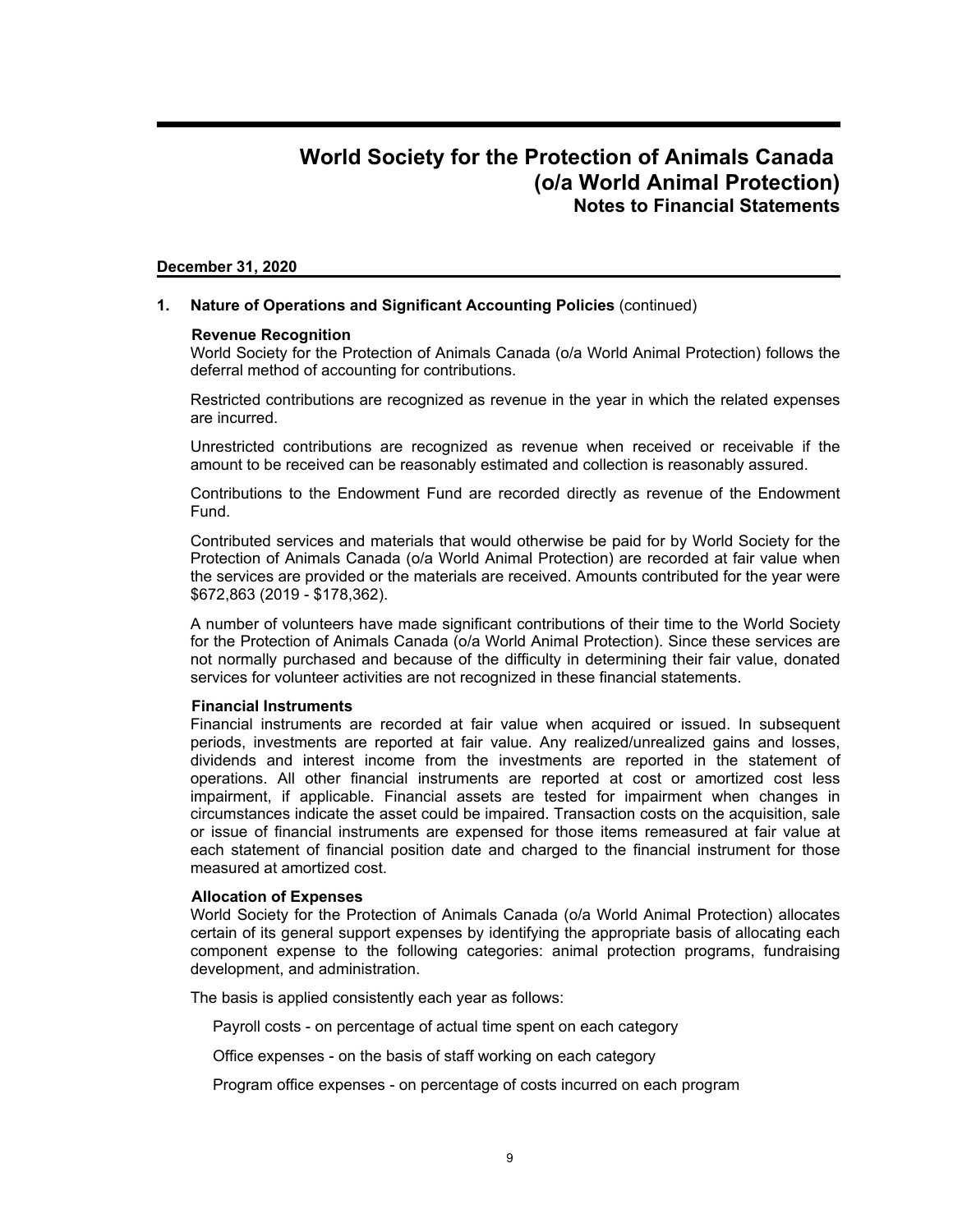# World Society for the Protection of Animals Canada (o/a World Animal Protection)
## Notes to Financial Statements

**December 31, 2020**

### 1. Nature of Operations and Significant Accounting Policies (continued)

**Revenue Recognition**

World Society for the Protection of Animals Canada (o/a World Animal Protection) follows the deferral method of accounting for contributions.

Restricted contributions are recognized as revenue in the year in which the related expenses are incurred.

Unrestricted contributions are recognized as revenue when received or receivable if the amount to be received can be reasonably estimated and collection is reasonably assured.

Contributions to the Endowment Fund are recorded directly as revenue of the Endowment Fund.

Contributed services and materials that would otherwise be paid for by World Society for the Protection of Animals Canada (o/a World Animal Protection) are recorded at fair value when the services are provided or the materials are received. Amounts contributed for the year were $672,863 (2019 - $178,362).

A number of volunteers have made significant contributions of their time to the World Society for the Protection of Animals Canada (o/a World Animal Protection). Since these services are not normally purchased and because of the difficulty in determining their fair value, donated services for volunteer activities are not recognized in these financial statements.

**Financial Instruments**

Financial instruments are recorded at fair value when acquired or issued. In subsequent periods, investments are reported at fair value. Any realized/unrealized gains and losses, dividends and interest income from the investments are reported in the statement of operations. All other financial instruments are reported at cost or amortized cost less impairment, if applicable. Financial assets are tested for impairment when changes in circumstances indicate the asset could be impaired. Transaction costs on the acquisition, sale or issue of financial instruments are expensed for those items remeasured at fair value at each statement of financial position date and charged to the financial instrument for those measured at amortized cost.

**Allocation of Expenses**

World Society for the Protection of Animals Canada (o/a World Animal Protection) allocates certain of its general support expenses by identifying the appropriate basis of allocating each component expense to the following categories: animal protection programs, fundraising development, and administration.

The basis is applied consistently each year as follows:

Payroll costs - on percentage of actual time spent on each category

Office expenses - on the basis of staff working on each category

Program office expenses - on percentage of costs incurred on each program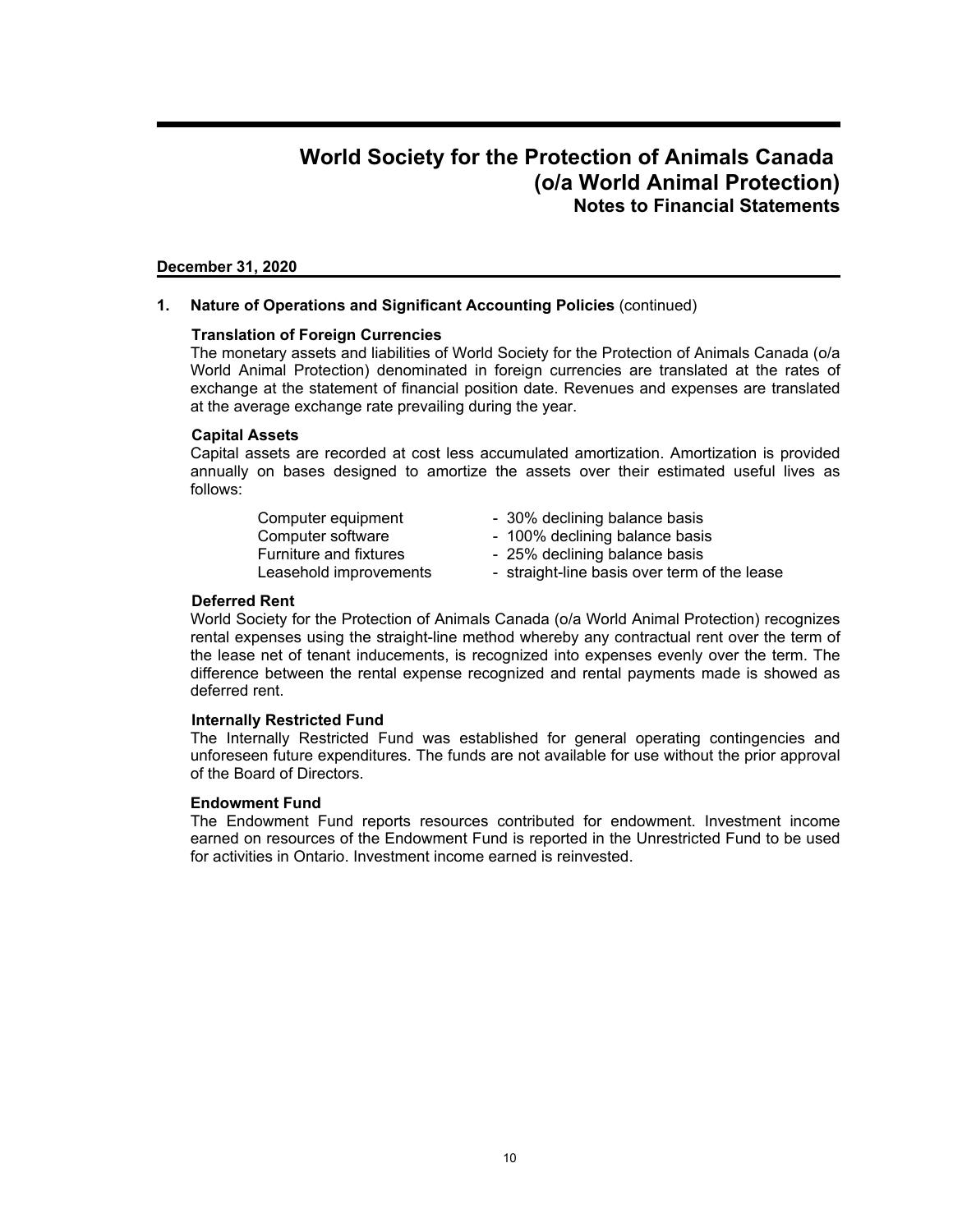# World Society for the Protection of Animals Canada (o/a World Animal Protection)
## Notes to Financial Statements

**December 31, 2020**

### 1. Nature of Operations and Significant Accounting Policies (continued)

**Translation of Foreign Currencies**

The monetary assets and liabilities of World Society for the Protection of Animals Canada (o/a World Animal Protection) denominated in foreign currencies are translated at the rates of exchange at the statement of financial position date. Revenues and expenses are translated at the average exchange rate prevailing during the year.

**Capital Assets**

Capital assets are recorded at cost less accumulated amortization. Amortization is provided annually on bases designed to amortize the assets over their estimated useful lives as follows:

| | |
|---|---|
| Computer equipment | - 30% declining balance basis |
| Computer software | - 100% declining balance basis |
| Furniture and fixtures | - 25% declining balance basis |
| Leasehold improvements | - straight-line basis over term of the lease |

**Deferred Rent**

World Society for the Protection of Animals Canada (o/a World Animal Protection) recognizes rental expenses using the straight-line method whereby any contractual rent over the term of the lease net of tenant inducements, is recognized into expenses evenly over the term. The difference between the rental expense recognized and rental payments made is showed as deferred rent.

**Internally Restricted Fund**

The Internally Restricted Fund was established for general operating contingencies and unforeseen future expenditures. The funds are not available for use without the prior approval of the Board of Directors.

**Endowment Fund**

The Endowment Fund reports resources contributed for endowment. Investment income earned on resources of the Endowment Fund is reported in the Unrestricted Fund to be used for activities in Ontario. Investment income earned is reinvested.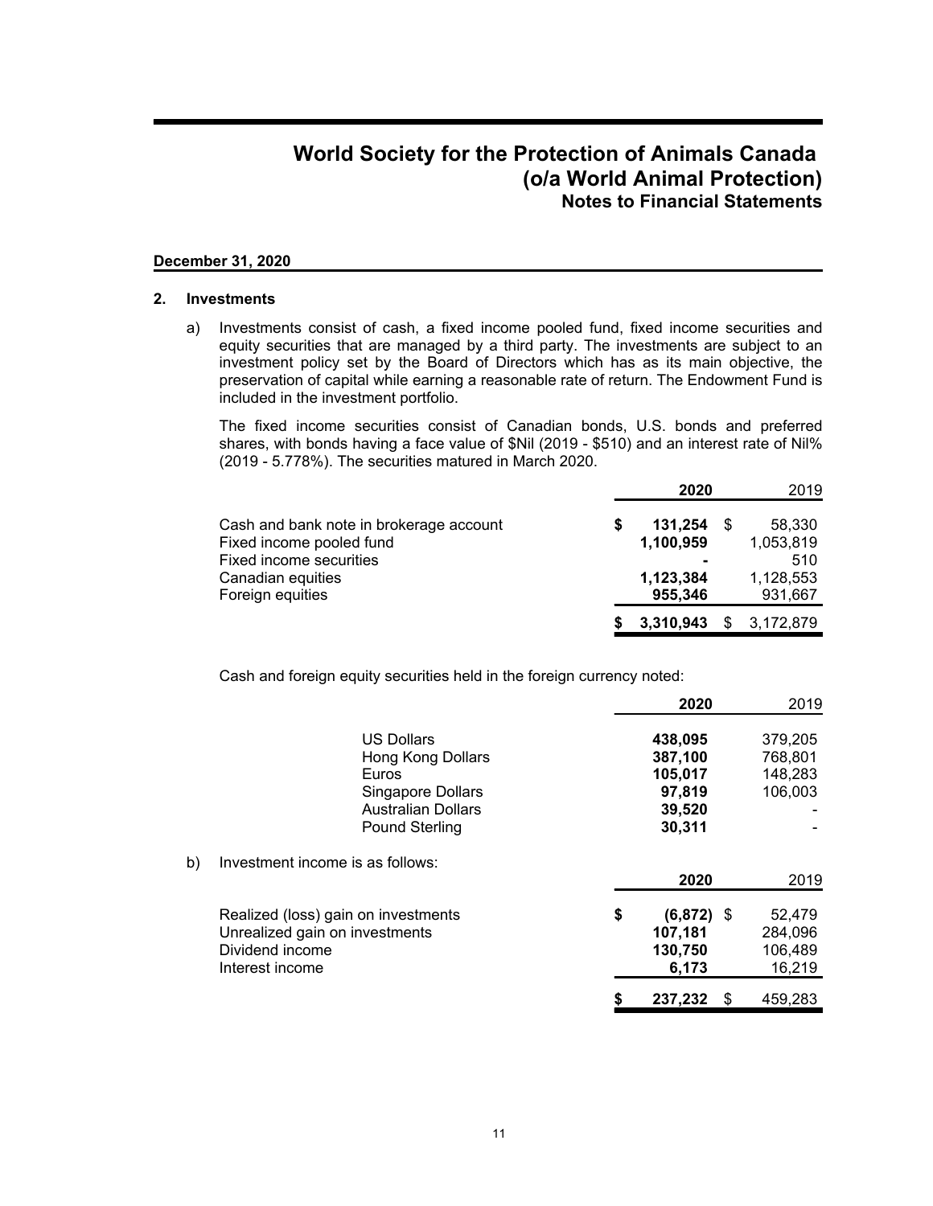# World Society for the Protection of Animals Canada
# (o/a World Animal Protection)
## Notes to Financial Statements

**December 31, 2020**

### 2. Investments

a) Investments consist of cash, a fixed income pooled fund, fixed income securities and equity securities that are managed by a third party. The investments are subject to an investment policy set by the Board of Directors which has as its main objective, the preservation of capital while earning a reasonable rate of return. The Endowment Fund is included in the investment portfolio.

The fixed income securities consist of Canadian bonds, U.S. bonds and preferred shares, with bonds having a face value of $Nil (2019 - $510) and an interest rate of Nil% (2019 - 5.778%). The securities matured in March 2020.

| | **2020** | 2019 |
|---|---|---|
| Cash and bank note in brokerage account | **$ 131,254** | $ 58,330 |
| Fixed income pooled fund | **1,100,959** | 1,053,819 |
| Fixed income securities | **-** | 510 |
| Canadian equities | **1,123,384** | 1,128,553 |
| Foreign equities | **955,346** | 931,667 |
| | **$ 3,310,943** | $ 3,172,879 |

Cash and foreign equity securities held in the foreign currency noted:

| | **2020** | 2019 |
|---|---|---|
| US Dollars | **438,095** | 379,205 |
| Hong Kong Dollars | **387,100** | 768,801 |
| Euros | **105,017** | 148,283 |
| Singapore Dollars | **97,819** | 106,003 |
| Australian Dollars | **39,520** | - |
| Pound Sterling | **30,311** | - |

b) Investment income is as follows:

| | **2020** | 2019 |
|---|---|---|
| Realized (loss) gain on investments | **$ (6,872)** | $ 52,479 |
| Unrealized gain on investments | **107,181** | 284,096 |
| Dividend income | **130,750** | 106,489 |
| Interest income | **6,173** | 16,219 |
| | **$ 237,232** | $ 459,283 |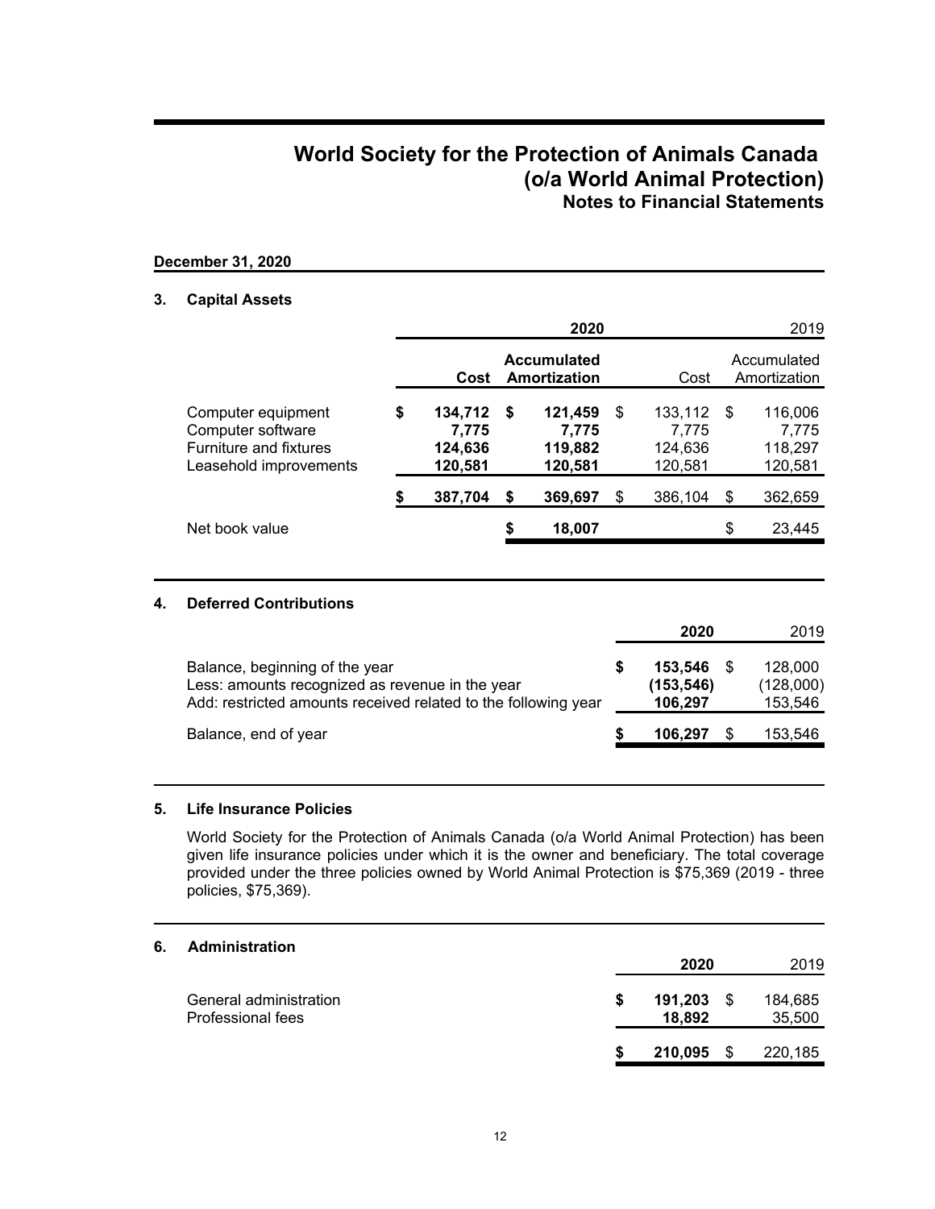# World Society for the Protection of Animals Canada (o/a World Animal Protection)
## Notes to Financial Statements

**December 31, 2020**

### 3. Capital Assets

| | 2020 | | 2019 | |
|---|---|---|---|---|
| | **Cost** | **Accumulated Amortization** | Cost | Accumulated Amortization |
| Computer equipment | **$ 134,712** | **$ 121,459** | $ 133,112 | $ 116,006 |
| Computer software | **7,775** | **7,775** | 7,775 | 7,775 |
| Furniture and fixtures | **124,636** | **119,882** | 124,636 | 118,297 |
| Leasehold improvements | **120,581** | **120,581** | 120,581 | 120,581 |
| | **$ 387,704** | **$ 369,697** | $ 386,104 | $ 362,659 |
| Net book value | | **$ 18,007** | | $ 23,445 |

### 4. Deferred Contributions

| | **2020** | 2019 |
|---|---|---|
| Balance, beginning of the year | **$ 153,546** | $ 128,000 |
| Less: amounts recognized as revenue in the year | **(153,546)** | (128,000) |
| Add: restricted amounts received related to the following year | **106,297** | 153,546 |
| Balance, end of year | **$ 106,297** | $ 153,546 |

### 5. Life Insurance Policies

World Society for the Protection of Animals Canada (o/a World Animal Protection) has been given life insurance policies under which it is the owner and beneficiary. The total coverage provided under the three policies owned by World Animal Protection is $75,369 (2019 - three policies, $75,369).

### 6. Administration

| | **2020** | 2019 |
|---|---|---|
| General administration | **$ 191,203** | $ 184,685 |
| Professional fees | **18,892** | 35,500 |
| | **$ 210,095** | $ 220,185 |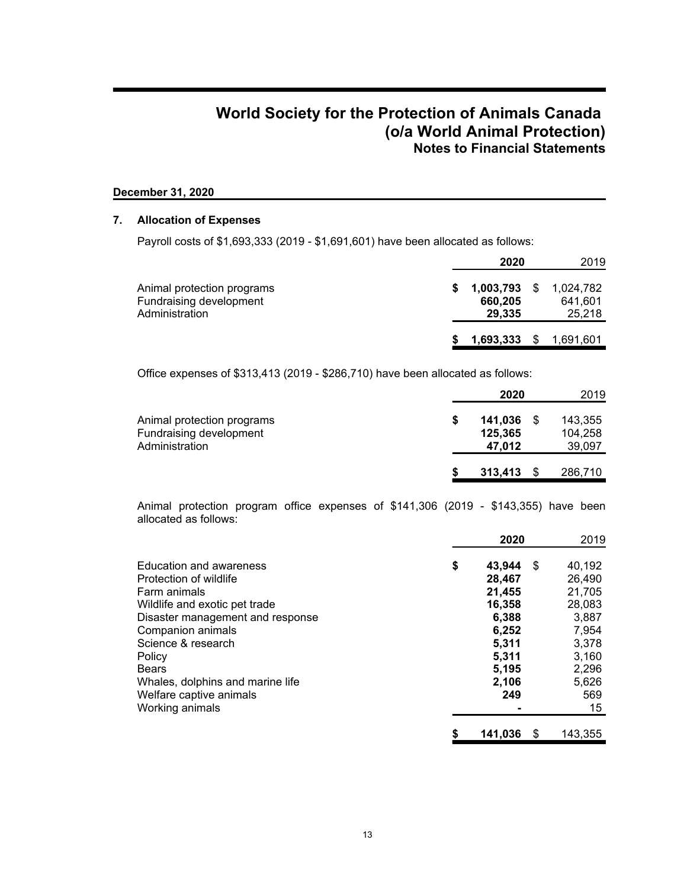## World Society for the Protection of Animals Canada
## (o/a World Animal Protection)
### Notes to Financial Statements

**December 31, 2020**

### 7. Allocation of Expenses

Payroll costs of $1,693,333 (2019 - $1,691,601) have been allocated as follows:

| | **2020** | 2019 |
|---|---|---|
| Animal protection programs | **$ 1,003,793** | $ 1,024,782 |
| Fundraising development | **660,205** | 641,601 |
| Administration | **29,335** | 25,218 |
| | **$ 1,693,333** | $ 1,691,601 |

Office expenses of $313,413 (2019 - $286,710) have been allocated as follows:

| | **2020** | 2019 |
|---|---|---|
| Animal protection programs | **$ 141,036** | $ 143,355 |
| Fundraising development | **125,365** | 104,258 |
| Administration | **47,012** | 39,097 |
| | **$ 313,413** | $ 286,710 |

Animal protection program office expenses of $141,306 (2019 - $143,355) have been allocated as follows:

| | **2020** | 2019 |
|---|---|---|
| Education and awareness | **$ 43,944** | $ 40,192 |
| Protection of wildlife | **28,467** | 26,490 |
| Farm animals | **21,455** | 21,705 |
| Wildlife and exotic pet trade | **16,358** | 28,083 |
| Disaster management and response | **6,388** | 3,887 |
| Companion animals | **6,252** | 7,954 |
| Science & research | **5,311** | 3,378 |
| Policy | **5,311** | 3,160 |
| Bears | **5,195** | 2,296 |
| Whales, dolphins and marine life | **2,106** | 5,626 |
| Welfare captive animals | **249** | 569 |
| Working animals | **-** | 15 |
| | **$ 141,036** | $ 143,355 |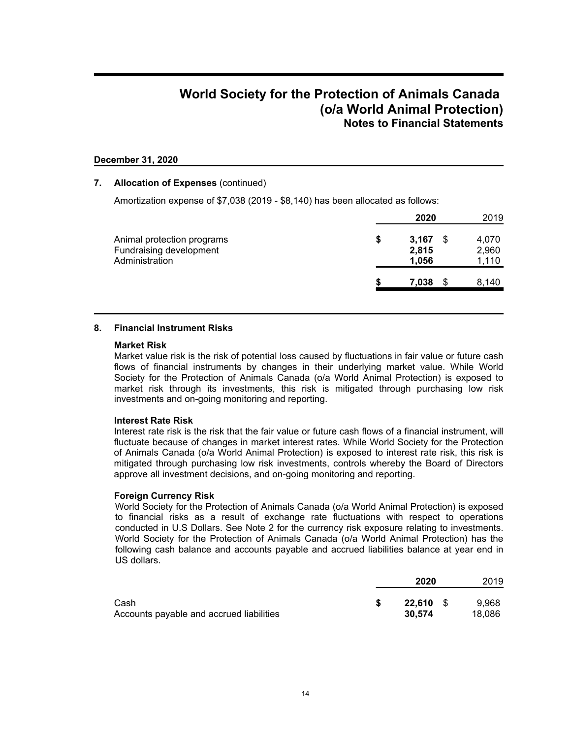# World Society for the Protection of Animals Canada (o/a World Animal Protection)
## Notes to Financial Statements

**December 31, 2020**

### 7. Allocation of Expenses (continued)

Amortization expense of $7,038 (2019 - $8,140) has been allocated as follows:

| | 2020 | 2019 |
|---|---|---|
| Animal protection programs | $ 3,167 | $ 4,070 |
| Fundraising development | 2,815 | 2,960 |
| Administration | 1,056 | 1,110 |
| | $ 7,038 | $ 8,140 |

### 8. Financial Instrument Risks

**Market Risk**

Market value risk is the risk of potential loss caused by fluctuations in fair value or future cash flows of financial instruments by changes in their underlying market value. While World Society for the Protection of Animals Canada (o/a World Animal Protection) is exposed to market risk through its investments, this risk is mitigated through purchasing low risk investments and on-going monitoring and reporting.

**Interest Rate Risk**

Interest rate risk is the risk that the fair value or future cash flows of a financial instrument, will fluctuate because of changes in market interest rates. While World Society for the Protection of Animals Canada (o/a World Animal Protection) is exposed to interest rate risk, this risk is mitigated through purchasing low risk investments, controls whereby the Board of Directors approve all investment decisions, and on-going monitoring and reporting.

**Foreign Currency Risk**

World Society for the Protection of Animals Canada (o/a World Animal Protection) is exposed to financial risks as a result of exchange rate fluctuations with respect to operations conducted in U.S Dollars. See Note 2 for the currency risk exposure relating to investments. World Society for the Protection of Animals Canada (o/a World Animal Protection) has the following cash balance and accounts payable and accrued liabilities balance at year end in US dollars.

| | 2020 | 2019 |
|---|---|---|
| Cash | $ 22,610 | $ 9,968 |
| Accounts payable and accrued liabilities | 30,574 | 18,086 |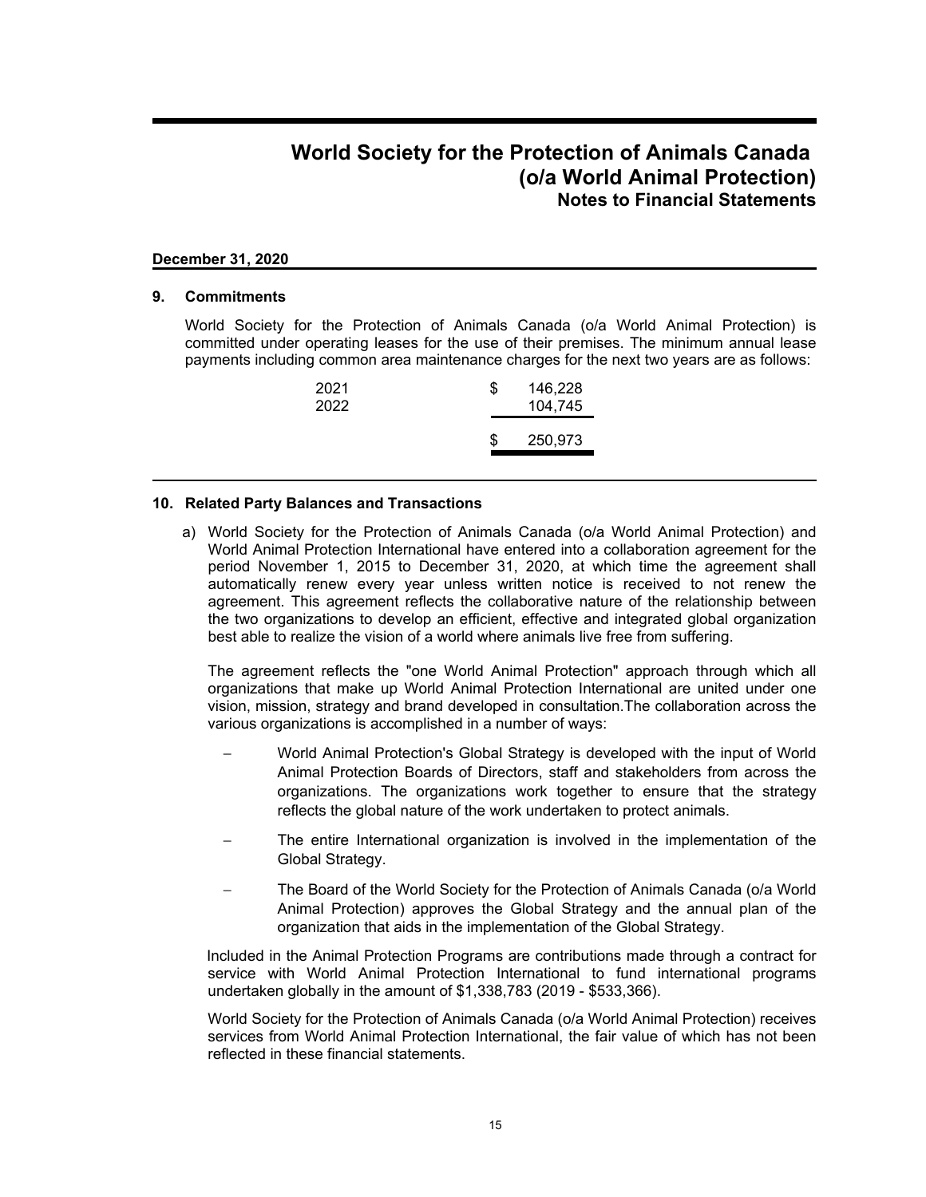# World Society for the Protection of Animals Canada (o/a World Animal Protection)
## Notes to Financial Statements

**December 31, 2020**

### 9. Commitments

World Society for the Protection of Animals Canada (o/a World Animal Protection) is committed under operating leases for the use of their premises. The minimum annual lease payments including common area maintenance charges for the next two years are as follows:

| | | |
|---|---|---|
| 2021 | $ | 146,228 |
| 2022 | | 104,745 |
| | $ | 250,973 |

### 10. Related Party Balances and Transactions

a) World Society for the Protection of Animals Canada (o/a World Animal Protection) and World Animal Protection International have entered into a collaboration agreement for the period November 1, 2015 to December 31, 2020, at which time the agreement shall automatically renew every year unless written notice is received to not renew the agreement. This agreement reflects the collaborative nature of the relationship between the two organizations to develop an efficient, effective and integrated global organization best able to realize the vision of a world where animals live free from suffering.

The agreement reflects the "one World Animal Protection" approach through which all organizations that make up World Animal Protection International are united under one vision, mission, strategy and brand developed in consultation.The collaboration across the various organizations is accomplished in a number of ways:

- World Animal Protection's Global Strategy is developed with the input of World Animal Protection Boards of Directors, staff and stakeholders from across the organizations. The organizations work together to ensure that the strategy reflects the global nature of the work undertaken to protect animals.
- The entire International organization is involved in the implementation of the Global Strategy.
- The Board of the World Society for the Protection of Animals Canada (o/a World Animal Protection) approves the Global Strategy and the annual plan of the organization that aids in the implementation of the Global Strategy.

Included in the Animal Protection Programs are contributions made through a contract for service with World Animal Protection International to fund international programs undertaken globally in the amount of $1,338,783 (2019 - $533,366).

World Society for the Protection of Animals Canada (o/a World Animal Protection) receives services from World Animal Protection International, the fair value of which has not been reflected in these financial statements.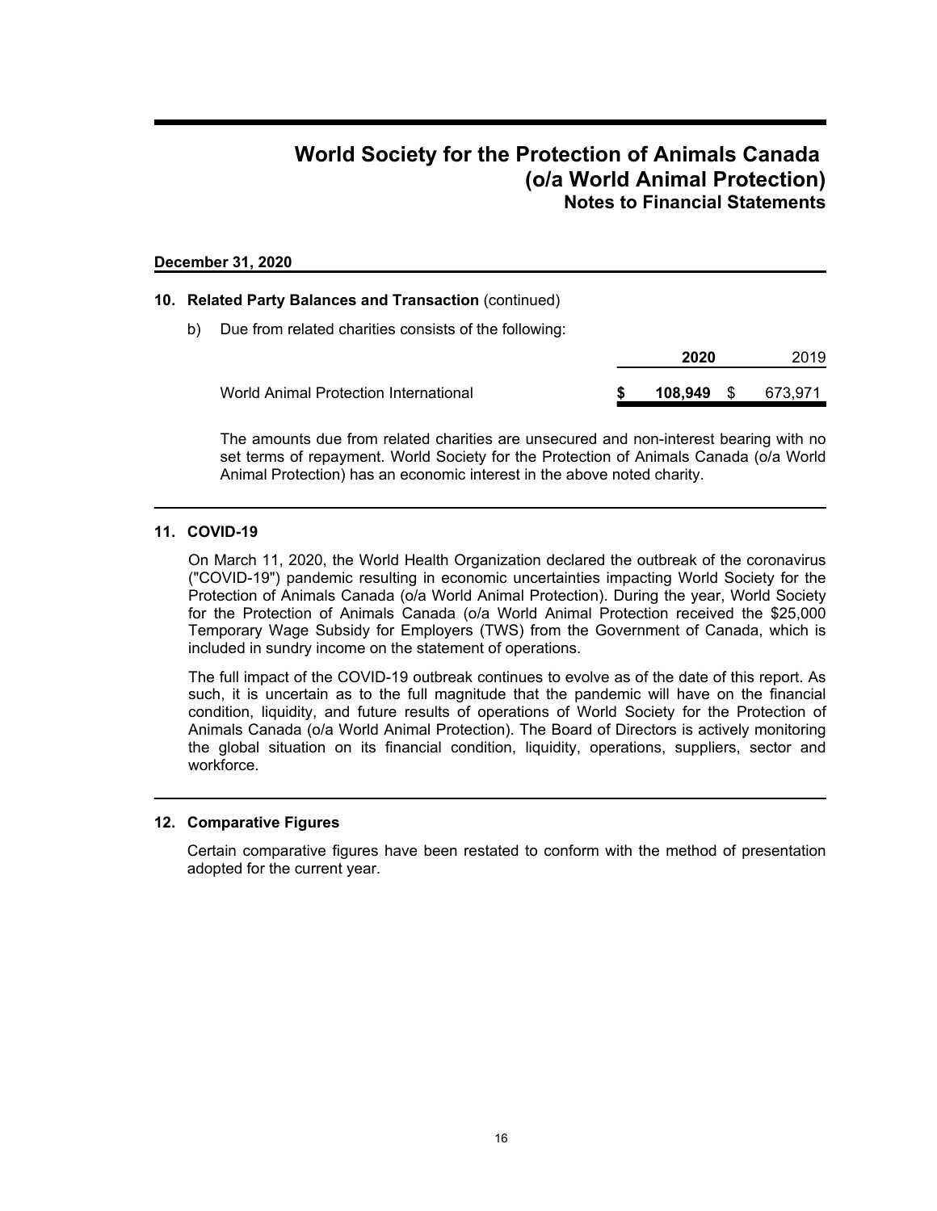# World Society for the Protection of Animals Canada (o/a World Animal Protection)

## Notes to Financial Statements

**December 31, 2020**

### 10. Related Party Balances and Transaction (continued)

b) Due from related charities consists of the following:

| | **2020** | 2019 |
|---|---|---|
| World Animal Protection International | **$ 108,949** | $ 673,971 |

The amounts due from related charities are unsecured and non-interest bearing with no set terms of repayment. World Society for the Protection of Animals Canada (o/a World Animal Protection) has an economic interest in the above noted charity.

### 11. COVID-19

On March 11, 2020, the World Health Organization declared the outbreak of the coronavirus ("COVID-19") pandemic resulting in economic uncertainties impacting World Society for the Protection of Animals Canada (o/a World Animal Protection). During the year, World Society for the Protection of Animals Canada (o/a World Animal Protection received the $25,000 Temporary Wage Subsidy for Employers (TWS) from the Government of Canada, which is included in sundry income on the statement of operations.

The full impact of the COVID-19 outbreak continues to evolve as of the date of this report. As such, it is uncertain as to the full magnitude that the pandemic will have on the financial condition, liquidity, and future results of operations of World Society for the Protection of Animals Canada (o/a World Animal Protection). The Board of Directors is actively monitoring the global situation on its financial condition, liquidity, operations, suppliers, sector and workforce.

### 12. Comparative Figures

Certain comparative figures have been restated to conform with the method of presentation adopted for the current year.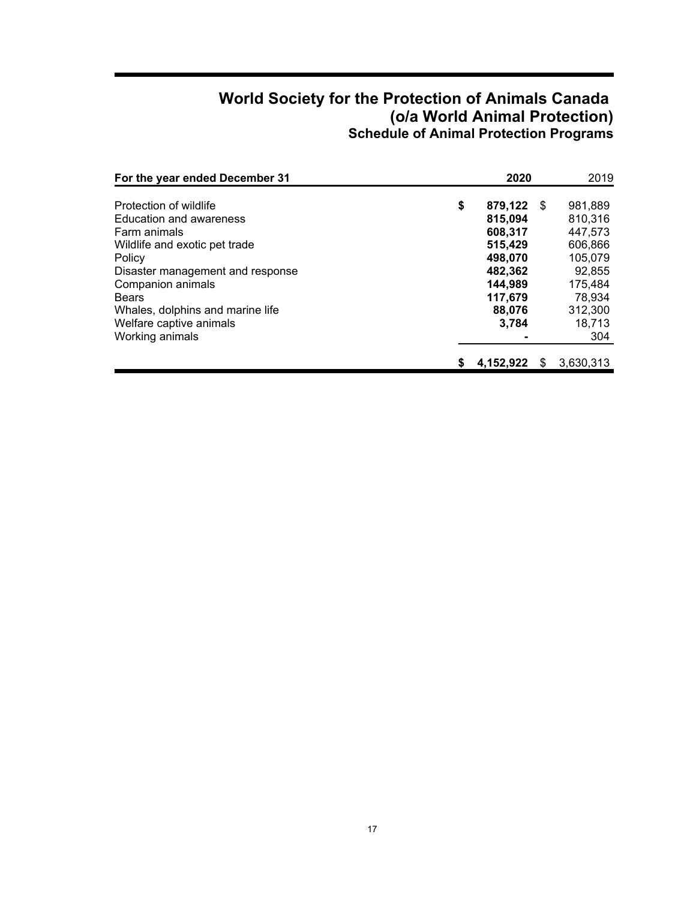# World Society for the Protection of Animals Canada
# (o/a World Animal Protection)
## Schedule of Animal Protection Programs

| For the year ended December 31 | 2020 | 2019 |
|---|---|---|
| Protection of wildlife | $ 879,122 | $ 981,889 |
| Education and awareness | 815,094 | 810,316 |
| Farm animals | 608,317 | 447,573 |
| Wildlife and exotic pet trade | 515,429 | 606,866 |
| Policy | 498,070 | 105,079 |
| Disaster management and response | 482,362 | 92,855 |
| Companion animals | 144,989 | 175,484 |
| Bears | 117,679 | 78,934 |
| Whales, dolphins and marine life | 88,076 | 312,300 |
| Welfare captive animals | 3,784 | 18,713 |
| Working animals | - | 304 |
| | $ 4,152,922 | $ 3,630,313 |